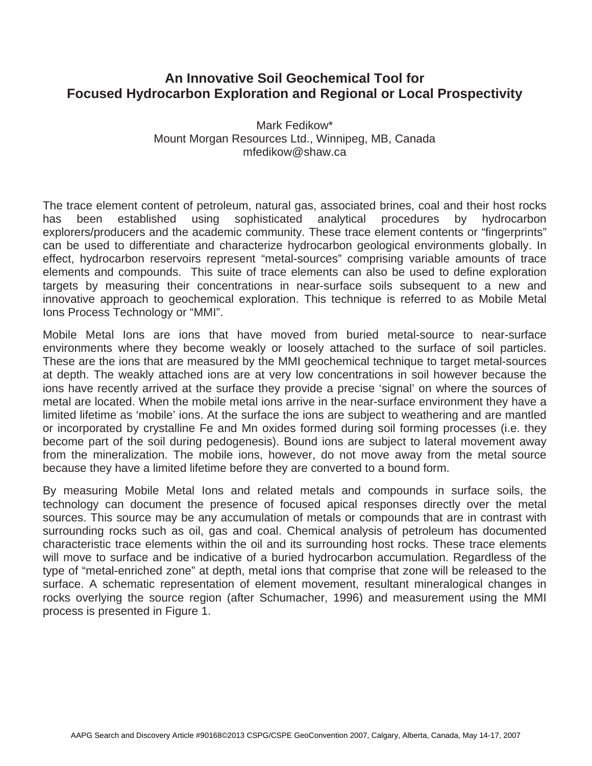# An Innovative Soil Geochemical Tool for Focused Hydrocarbon Exploration and Regional or Local Prospectivity

Mark Fedikow*
Mount Morgan Resources Ltd., Winnipeg, MB, Canada
mfedikow@shaw.ca

The trace element content of petroleum, natural gas, associated brines, coal and their host rocks has been established using sophisticated analytical procedures by hydrocarbon explorers/producers and the academic community. These trace element contents or "fingerprints" can be used to differentiate and characterize hydrocarbon geological environments globally. In effect, hydrocarbon reservoirs represent "metal-sources" comprising variable amounts of trace elements and compounds. This suite of trace elements can also be used to define exploration targets by measuring their concentrations in near-surface soils subsequent to a new and innovative approach to geochemical exploration. This technique is referred to as Mobile Metal Ions Process Technology or "MMI".

Mobile Metal Ions are ions that have moved from buried metal-source to near-surface environments where they become weakly or loosely attached to the surface of soil particles. These are the ions that are measured by the MMI geochemical technique to target metal-sources at depth. The weakly attached ions are at very low concentrations in soil however because the ions have recently arrived at the surface they provide a precise 'signal' on where the sources of metal are located. When the mobile metal ions arrive in the near-surface environment they have a limited lifetime as 'mobile' ions. At the surface the ions are subject to weathering and are mantled or incorporated by crystalline Fe and Mn oxides formed during soil forming processes (i.e. they become part of the soil during pedogenesis). Bound ions are subject to lateral movement away from the mineralization. The mobile ions, however, do not move away from the metal source because they have a limited lifetime before they are converted to a bound form.

By measuring Mobile Metal Ions and related metals and compounds in surface soils, the technology can document the presence of focused apical responses directly over the metal sources. This source may be any accumulation of metals or compounds that are in contrast with surrounding rocks such as oil, gas and coal. Chemical analysis of petroleum has documented characteristic trace elements within the oil and its surrounding host rocks. These trace elements will move to surface and be indicative of a buried hydrocarbon accumulation. Regardless of the type of "metal-enriched zone" at depth, metal ions that comprise that zone will be released to the surface. A schematic representation of element movement, resultant mineralogical changes in rocks overlying the source region (after Schumacher, 1996) and measurement using the MMI process is presented in Figure 1.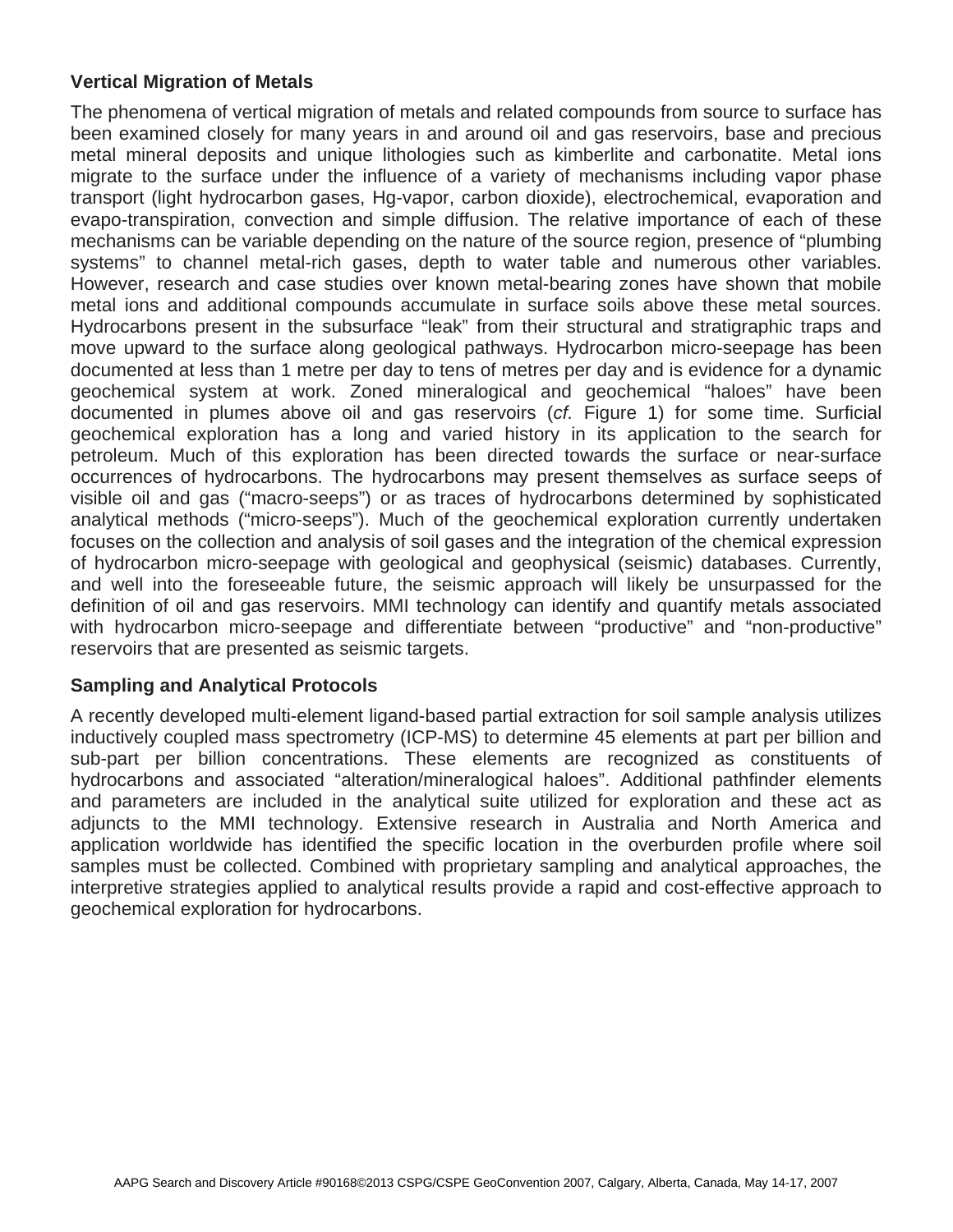### Vertical Migration of Metals

The phenomena of vertical migration of metals and related compounds from source to surface has been examined closely for many years in and around oil and gas reservoirs, base and precious metal mineral deposits and unique lithologies such as kimberlite and carbonatite. Metal ions migrate to the surface under the influence of a variety of mechanisms including vapor phase transport (light hydrocarbon gases, Hg-vapor, carbon dioxide), electrochemical, evaporation and evapo-transpiration, convection and simple diffusion. The relative importance of each of these mechanisms can be variable depending on the nature of the source region, presence of "plumbing systems" to channel metal-rich gases, depth to water table and numerous other variables. However, research and case studies over known metal-bearing zones have shown that mobile metal ions and additional compounds accumulate in surface soils above these metal sources. Hydrocarbons present in the subsurface "leak" from their structural and stratigraphic traps and move upward to the surface along geological pathways. Hydrocarbon micro-seepage has been documented at less than 1 metre per day to tens of metres per day and is evidence for a dynamic geochemical system at work. Zoned mineralogical and geochemical "haloes" have been documented in plumes above oil and gas reservoirs (*cf.* Figure 1) for some time. Surficial geochemical exploration has a long and varied history in its application to the search for petroleum. Much of this exploration has been directed towards the surface or near-surface occurrences of hydrocarbons. The hydrocarbons may present themselves as surface seeps of visible oil and gas ("macro-seeps") or as traces of hydrocarbons determined by sophisticated analytical methods ("micro-seeps"). Much of the geochemical exploration currently undertaken focuses on the collection and analysis of soil gases and the integration of the chemical expression of hydrocarbon micro-seepage with geological and geophysical (seismic) databases. Currently, and well into the foreseeable future, the seismic approach will likely be unsurpassed for the definition of oil and gas reservoirs. MMI technology can identify and quantify metals associated with hydrocarbon micro-seepage and differentiate between "productive" and "non-productive" reservoirs that are presented as seismic targets.

### Sampling and Analytical Protocols

A recently developed multi-element ligand-based partial extraction for soil sample analysis utilizes inductively coupled mass spectrometry (ICP-MS) to determine 45 elements at part per billion and sub-part per billion concentrations. These elements are recognized as constituents of hydrocarbons and associated "alteration/mineralogical haloes". Additional pathfinder elements and parameters are included in the analytical suite utilized for exploration and these act as adjuncts to the MMI technology. Extensive research in Australia and North America and application worldwide has identified the specific location in the overburden profile where soil samples must be collected. Combined with proprietary sampling and analytical approaches, the interpretive strategies applied to analytical results provide a rapid and cost-effective approach to geochemical exploration for hydrocarbons.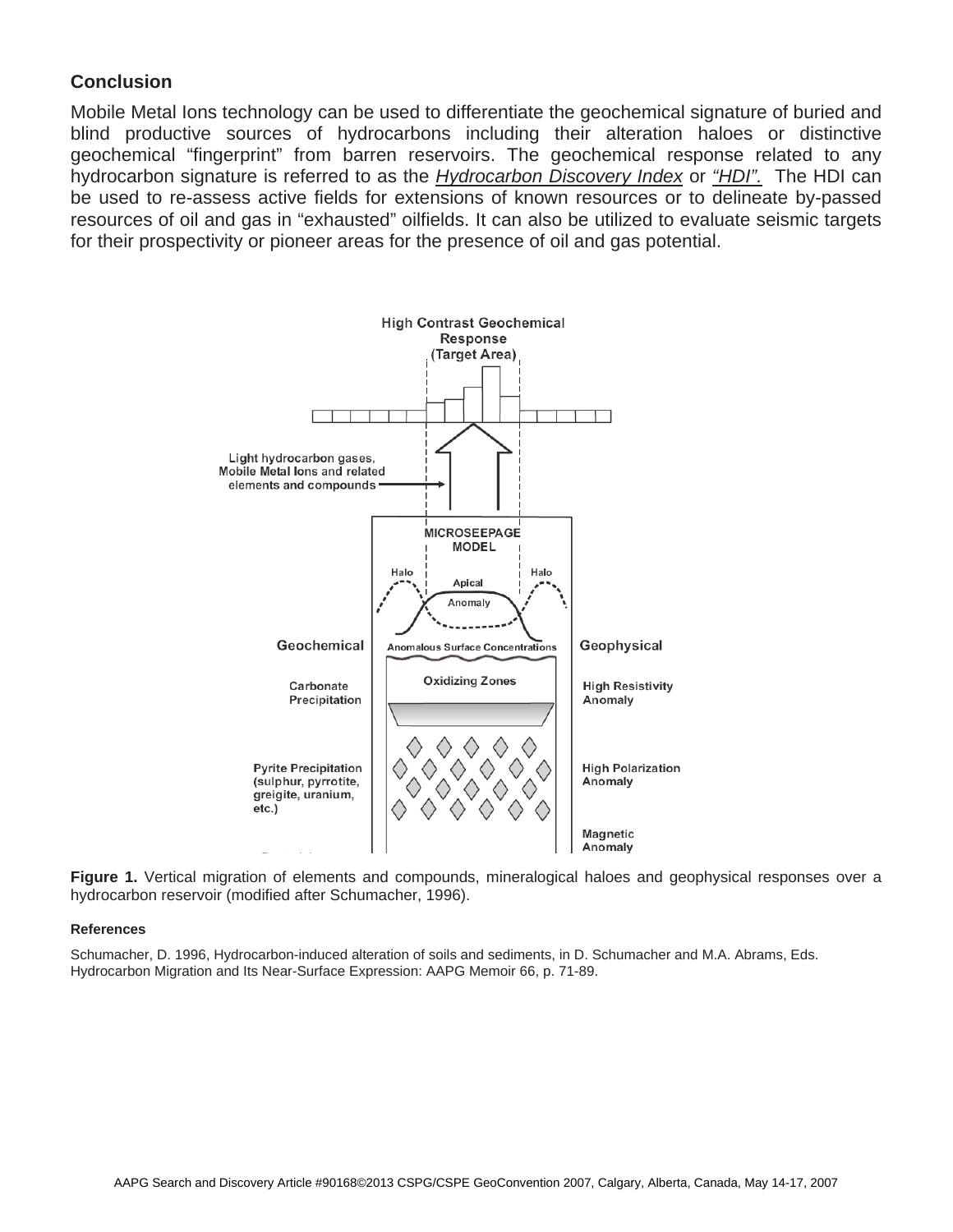## Conclusion

Mobile Metal Ions technology can be used to differentiate the geochemical signature of buried and blind productive sources of hydrocarbons including their alteration haloes or distinctive geochemical "fingerprint" from barren reservoirs. The geochemical response related to any hydrocarbon signature is referred to as the ***Hydrocarbon Discovery Index*** or *"HDI".* The HDI can be used to re-assess active fields for extensions of known resources or to delineate by-passed resources of oil and gas in "exhausted" oilfields. It can also be utilized to evaluate seismic targets for their prospectivity or pioneer areas for the presence of oil and gas potential.

High Contrast Geochemical Response (Target Area)

Light hydrocarbon gases, Mobile Metal Ions and related elements and compounds

MICROSEEPAGE MODEL

Halo

Halo

Apical Anomaly

Geochemical

Anomalous Surface Concentrations

Geophysical

Oxidizing Zones

Carbonate Precipitation

High Resistivity Anomaly

Pyrite Precipitation (sulphur, pyrrotite, greigite, uranium, etc.)

High Polarization Anomaly

Magnetic Anomaly

**Figure 1.** Vertical migration of elements and compounds, mineralogical haloes and geophysical responses over a hydrocarbon reservoir (modified after Schumacher, 1996).

#### References

Schumacher, D. 1996, Hydrocarbon-induced alteration of soils and sediments, in D. Schumacher and M.A. Abrams, Eds. Hydrocarbon Migration and Its Near-Surface Expression: AAPG Memoir 66, p. 71-89.